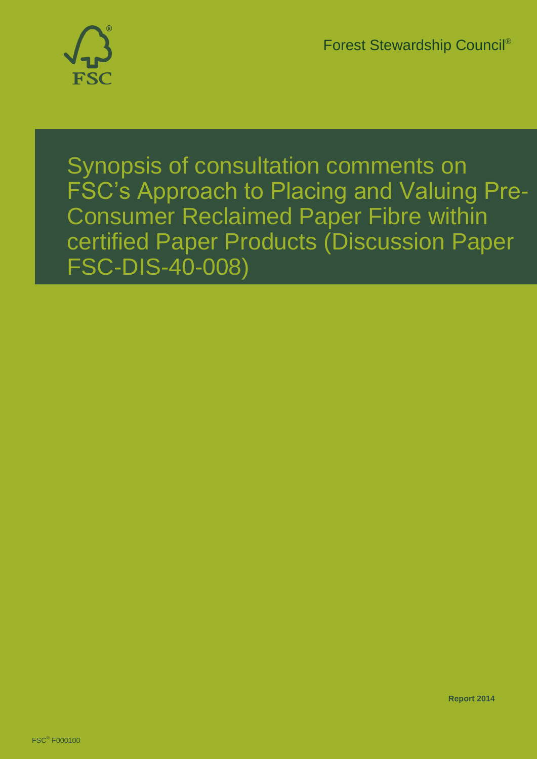Forest Stewardship Council®

# Synopsis of consultation comments on FSC's Approach to Placing and Valuing Pre-Consumer Reclaimed Paper Fibre within certified Paper Products (Discussion Paper FSC-DIS-40-008)

**Report 2014**

FSC® F000100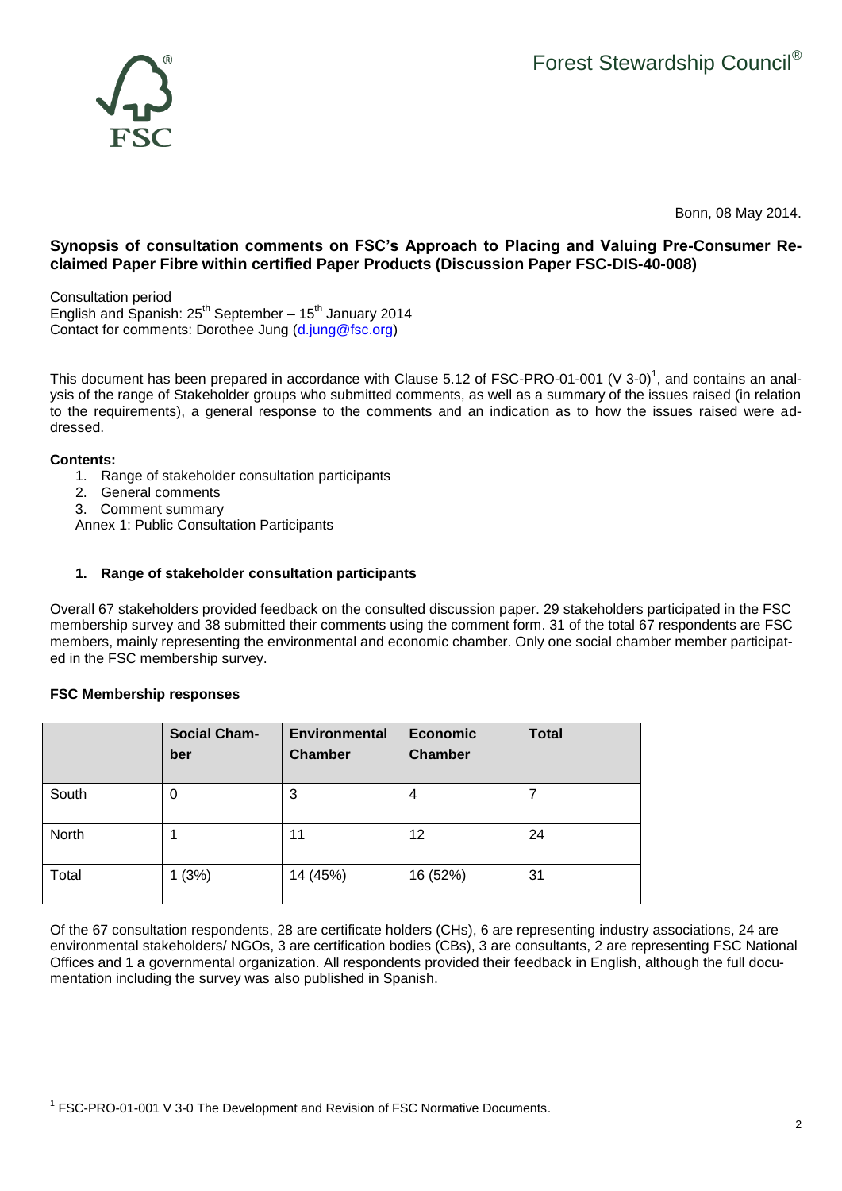Forest Stewardship Council®

Bonn, 08 May 2014.

**Synopsis of consultation comments on FSC's Approach to Placing and Valuing Pre-Consumer Reclaimed Paper Fibre within certified Paper Products (Discussion Paper FSC-DIS-40-008)**

Consultation period
English and Spanish: 25th September – 15th January 2014
Contact for comments: Dorothee Jung (d.jung@fsc.org)

This document has been prepared in accordance with Clause 5.12 of FSC-PRO-01-001 (V 3-0)[1], and contains an analysis of the range of Stakeholder groups who submitted comments, as well as a summary of the issues raised (in relation to the requirements), a general response to the comments and an indication as to how the issues raised were addressed.

**Contents:**

1. Range of stakeholder consultation participants
2. General comments
3. Comment summary

Annex 1: Public Consultation Participants

## 1. Range of stakeholder consultation participants

Overall 67 stakeholders provided feedback on the consulted discussion paper. 29 stakeholders participated in the FSC membership survey and 38 submitted their comments using the comment form. 31 of the total 67 respondents are FSC members, mainly representing the environmental and economic chamber. Only one social chamber member participated in the FSC membership survey.

**FSC Membership responses**

| | Social Chamber | Environmental Chamber | Economic Chamber | Total |
|---|---|---|---|---|
| South | 0 | 3 | 4 | 7 |
| North | 1 | 11 | 12 | 24 |
| Total | 1 (3%) | 14 (45%) | 16 (52%) | 31 |

Of the 67 consultation respondents, 28 are certificate holders (CHs), 6 are representing industry associations, 24 are environmental stakeholders/ NGOs, 3 are certification bodies (CBs), 3 are consultants, 2 are representing FSC National Offices and 1 a governmental organization. All respondents provided their feedback in English, although the full documentation including the survey was also published in Spanish.

[1] FSC-PRO-01-001 V 3-0 The Development and Revision of FSC Normative Documents.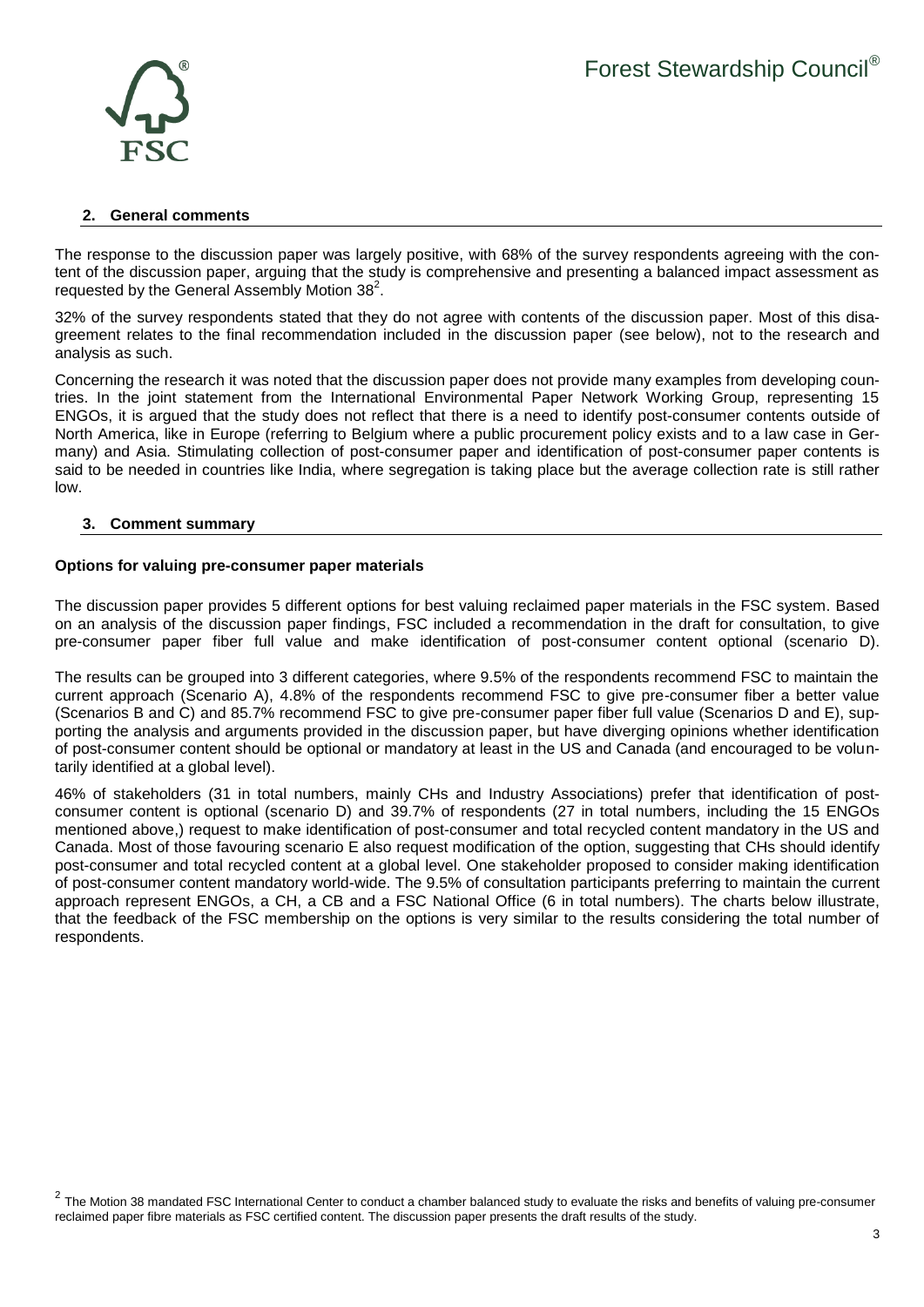## 2. General comments

The response to the discussion paper was largely positive, with 68% of the survey respondents agreeing with the content of the discussion paper, arguing that the study is comprehensive and presenting a balanced impact assessment as requested by the General Assembly Motion 38[2].

32% of the survey respondents stated that they do not agree with contents of the discussion paper. Most of this disagreement relates to the final recommendation included in the discussion paper (see below), not to the research and analysis as such.

Concerning the research it was noted that the discussion paper does not provide many examples from developing countries. In the joint statement from the International Environmental Paper Network Working Group, representing 15 ENGOs, it is argued that the study does not reflect that there is a need to identify post-consumer contents outside of North America, like in Europe (referring to Belgium where a public procurement policy exists and to a law case in Germany) and Asia. Stimulating collection of post-consumer paper and identification of post-consumer paper contents is said to be needed in countries like India, where segregation is taking place but the average collection rate is still rather low.

## 3. Comment summary

### Options for valuing pre-consumer paper materials

The discussion paper provides 5 different options for best valuing reclaimed paper materials in the FSC system. Based on an analysis of the discussion paper findings, FSC included a recommendation in the draft for consultation, to give pre-consumer paper fiber full value and make identification of post-consumer content optional (scenario D).

The results can be grouped into 3 different categories, where 9.5% of the respondents recommend FSC to maintain the current approach (Scenario A), 4.8% of the respondents recommend FSC to give pre-consumer fiber a better value (Scenarios B and C) and 85.7% recommend FSC to give pre-consumer paper fiber full value (Scenarios D and E), supporting the analysis and arguments provided in the discussion paper, but have diverging opinions whether identification of post-consumer content should be optional or mandatory at least in the US and Canada (and encouraged to be voluntarily identified at a global level).

46% of stakeholders (31 in total numbers, mainly CHs and Industry Associations) prefer that identification of post-consumer content is optional (scenario D) and 39.7% of respondents (27 in total numbers, including the 15 ENGOs mentioned above,) request to make identification of post-consumer and total recycled content mandatory in the US and Canada. Most of those favouring scenario E also request modification of the option, suggesting that CHs should identify post-consumer and total recycled content at a global level. One stakeholder proposed to consider making identification of post-consumer content mandatory world-wide. The 9.5% of consultation participants preferring to maintain the current approach represent ENGOs, a CH, a CB and a FSC National Office (6 in total numbers). The charts below illustrate, that the feedback of the FSC membership on the options is very similar to the results considering the total number of respondents.

---

[2] The Motion 38 mandated FSC International Center to conduct a chamber balanced study to evaluate the risks and benefits of valuing pre-consumer reclaimed paper fibre materials as FSC certified content. The discussion paper presents the draft results of the study.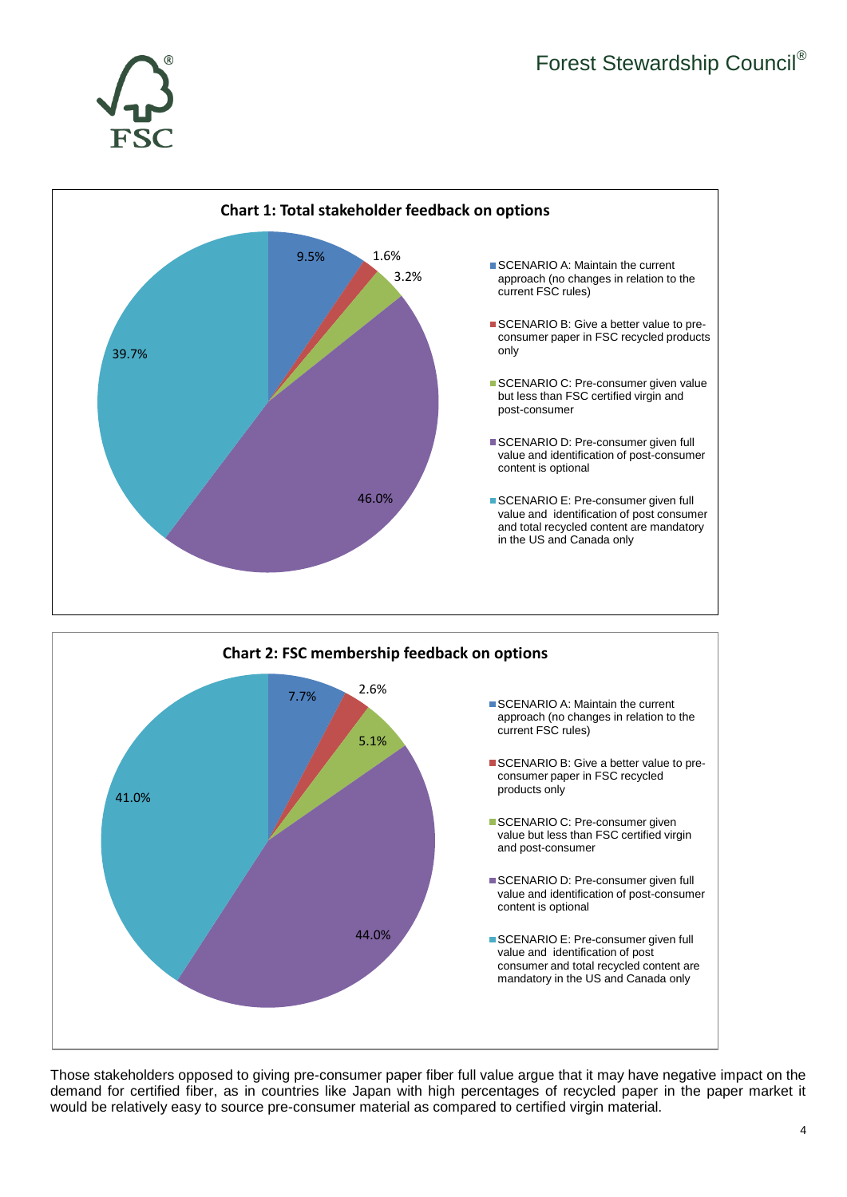**Chart 1: Total stakeholder feedback on options**

| Option | Share |
| --- | --- |
| SCENARIO A: Maintain the current approach (no changes in relation to the current FSC rules) | 9.5% |
| SCENARIO B: Give a better value to pre-consumer paper in FSC recycled products only | 1.6% |
| SCENARIO C: Pre-consumer given value but less than FSC certified virgin and post-consumer | 3.2% |
| SCENARIO D: Pre-consumer given full value and identification of post-consumer content is optional | 46.0% |
| SCENARIO E: Pre-consumer given full value and identification of post consumer and total recycled content are mandatory in the US and Canada only | 39.7% |

**Chart 2: FSC membership feedback on options**

| Option | Share |
| --- | --- |
| SCENARIO A: Maintain the current approach (no changes in relation to the current FSC rules) | 7.7% |
| SCENARIO B: Give a better value to pre-consumer paper in FSC recycled products only | 2.6% |
| SCENARIO C: Pre-consumer given value but less than FSC certified virgin and post-consumer | 5.1% |
| SCENARIO D: Pre-consumer given full value and identification of post-consumer content is optional | 44.0% |
| SCENARIO E: Pre-consumer given full value and identification of post consumer and total recycled content are mandatory in the US and Canada only | 41.0% |

Those stakeholders opposed to giving pre-consumer paper fiber full value argue that it may have negative impact on the demand for certified fiber, as in countries like Japan with high percentages of recycled paper in the paper market it would be relatively easy to source pre-consumer material as compared to certified virgin material.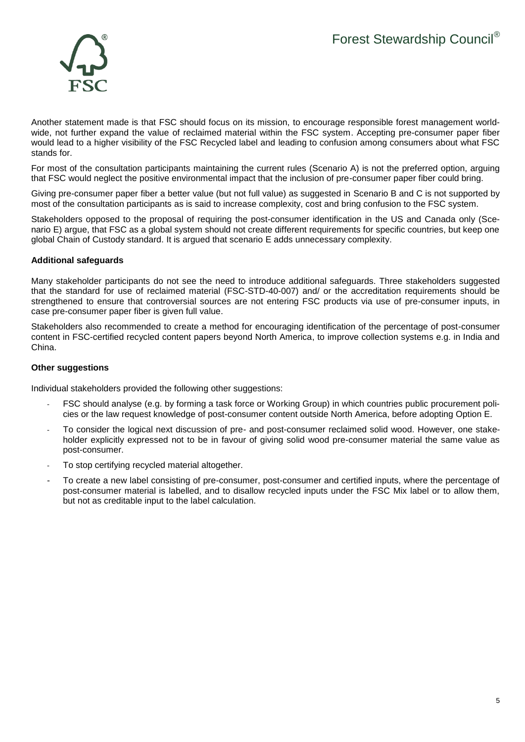Another statement made is that FSC should focus on its mission, to encourage responsible forest management worldwide, not further expand the value of reclaimed material within the FSC system. Accepting pre-consumer paper fiber would lead to a higher visibility of the FSC Recycled label and leading to confusion among consumers about what FSC stands for.

For most of the consultation participants maintaining the current rules (Scenario A) is not the preferred option, arguing that FSC would neglect the positive environmental impact that the inclusion of pre-consumer paper fiber could bring.

Giving pre-consumer paper fiber a better value (but not full value) as suggested in Scenario B and C is not supported by most of the consultation participants as is said to increase complexity, cost and bring confusion to the FSC system.

Stakeholders opposed to the proposal of requiring the post-consumer identification in the US and Canada only (Scenario E) argue, that FSC as a global system should not create different requirements for specific countries, but keep one global Chain of Custody standard. It is argued that scenario E adds unnecessary complexity.

**Additional safeguards**

Many stakeholder participants do not see the need to introduce additional safeguards. Three stakeholders suggested that the standard for use of reclaimed material (FSC-STD-40-007) and/ or the accreditation requirements should be strengthened to ensure that controversial sources are not entering FSC products via use of pre-consumer inputs, in case pre-consumer paper fiber is given full value.

Stakeholders also recommended to create a method for encouraging identification of the percentage of post-consumer content in FSC-certified recycled content papers beyond North America, to improve collection systems e.g. in India and China.

**Other suggestions**

Individual stakeholders provided the following other suggestions:

- FSC should analyse (e.g. by forming a task force or Working Group) in which countries public procurement policies or the law request knowledge of post-consumer content outside North America, before adopting Option E.
- To consider the logical next discussion of pre- and post-consumer reclaimed solid wood. However, one stakeholder explicitly expressed not to be in favour of giving solid wood pre-consumer material the same value as post-consumer.
- To stop certifying recycled material altogether.
- To create a new label consisting of pre-consumer, post-consumer and certified inputs, where the percentage of post-consumer material is labelled, and to disallow recycled inputs under the FSC Mix label or to allow them, but not as creditable input to the label calculation.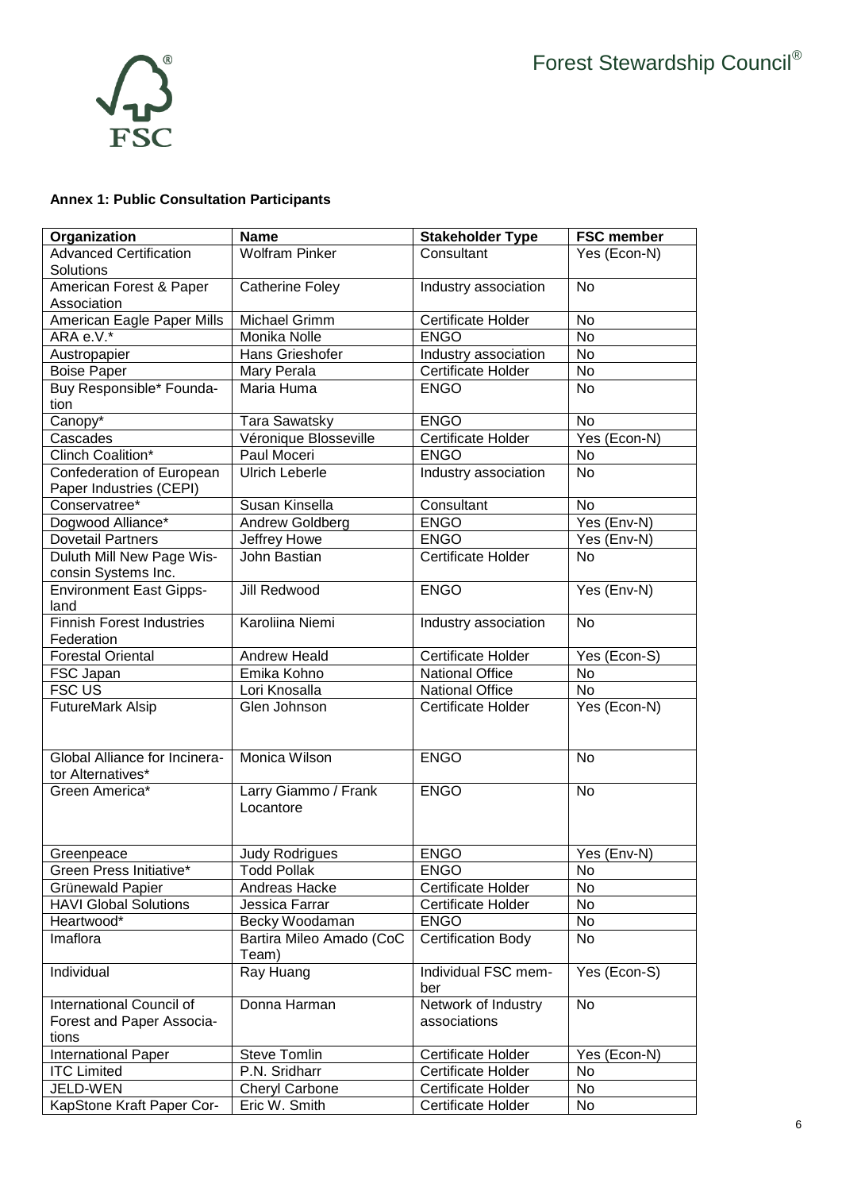**Annex 1: Public Consultation Participants**

| Organization | Name | Stakeholder Type | FSC member |
|---|---|---|---|
| Advanced Certification Solutions | Wolfram Pinker | Consultant | Yes (Econ-N) |
| American Forest & Paper Association | Catherine Foley | Industry association | No |
| American Eagle Paper Mills | Michael Grimm | Certificate Holder | No |
| ARA e.V.* | Monika Nolle | ENGO | No |
| Austropapier | Hans Grieshofer | Industry association | No |
| Boise Paper | Mary Perala | Certificate Holder | No |
| Buy Responsible* Foundation | Maria Huma | ENGO | No |
| Canopy* | Tara Sawatsky | ENGO | No |
| Cascades | Véronique Blosseville | Certificate Holder | Yes (Econ-N) |
| Clinch Coalition* | Paul Moceri | ENGO | No |
| Confederation of European Paper Industries (CEPI) | Ulrich Leberle | Industry association | No |
| Conservatree* | Susan Kinsella | Consultant | No |
| Dogwood Alliance* | Andrew Goldberg | ENGO | Yes (Env-N) |
| Dovetail Partners | Jeffrey Howe | ENGO | Yes (Env-N) |
| Duluth Mill New Page Wisconsin Systems Inc. | John Bastian | Certificate Holder | No |
| Environment East Gippsland | Jill Redwood | ENGO | Yes (Env-N) |
| Finnish Forest Industries Federation | Karoliina Niemi | Industry association | No |
| Forestal Oriental | Andrew Heald | Certificate Holder | Yes (Econ-S) |
| FSC Japan | Emika Kohno | National Office | No |
| FSC US | Lori Knosalla | National Office | No |
| FutureMark Alsip | Glen Johnson | Certificate Holder | Yes (Econ-N) |
| Global Alliance for Incinerator Alternatives* | Monica Wilson | ENGO | No |
| Green America* | Larry Giammo / Frank Locantore | ENGO | No |
| Greenpeace | Judy Rodrigues | ENGO | Yes (Env-N) |
| Green Press Initiative* | Todd Pollak | ENGO | No |
| Grünewald Papier | Andreas Hacke | Certificate Holder | No |
| HAVI Global Solutions | Jessica Farrar | Certificate Holder | No |
| Heartwood* | Becky Woodaman | ENGO | No |
| Imaflora | Bartira Mileo Amado (CoC Team) | Certification Body | No |
| Individual | Ray Huang | Individual FSC member | Yes (Econ-S) |
| International Council of Forest and Paper Associations | Donna Harman | Network of Industry associations | No |
| International Paper | Steve Tomlin | Certificate Holder | Yes (Econ-N) |
| ITC Limited | P.N. Sridharr | Certificate Holder | No |
| JELD-WEN | Cheryl Carbone | Certificate Holder | No |
| KapStone Kraft Paper Cor- | Eric W. Smith | Certificate Holder | No |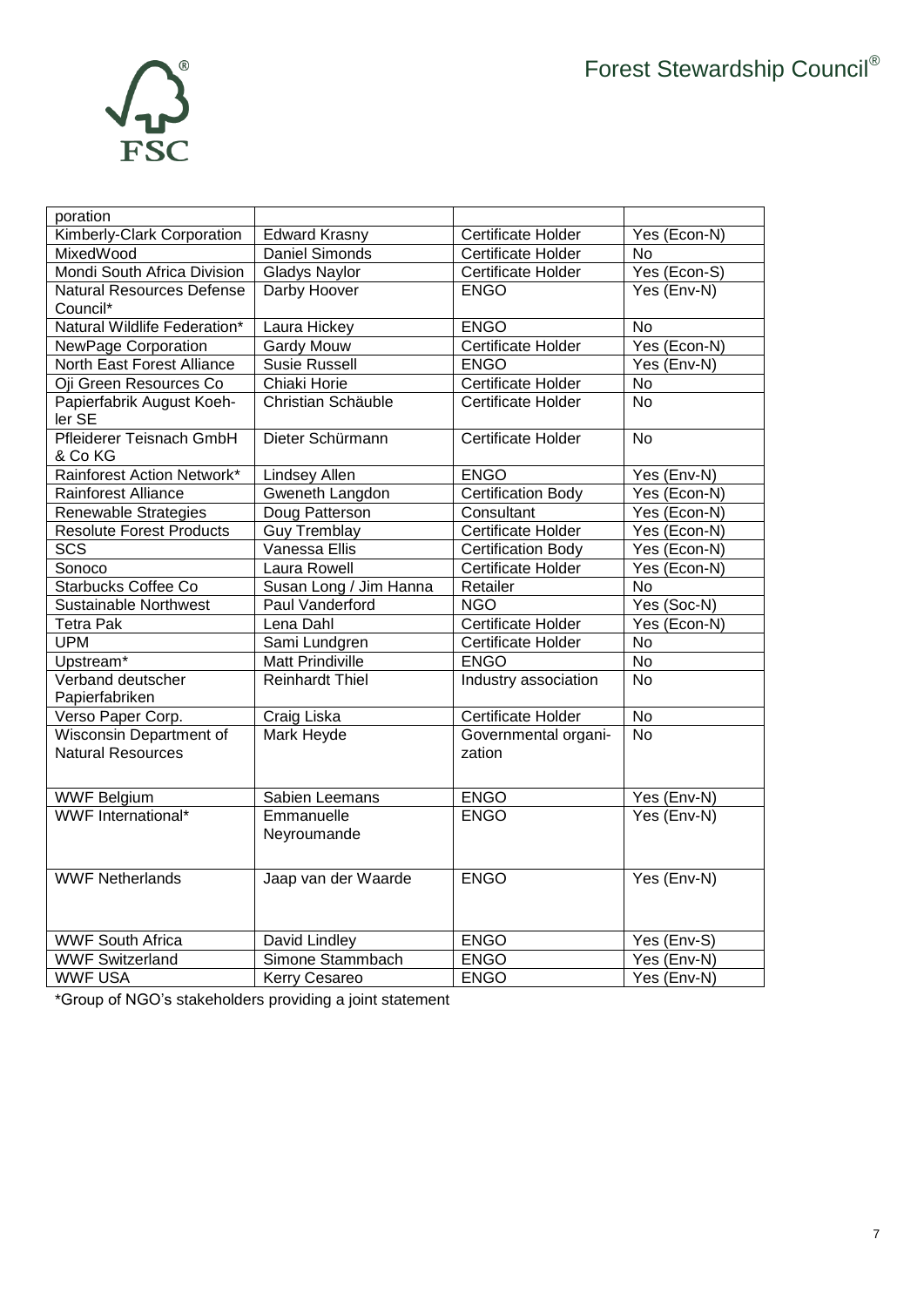| | | | |
|---|---|---|---|
| poration | | | |
| Kimberly-Clark Corporation | Edward Krasny | Certificate Holder | Yes (Econ-N) |
| MixedWood | Daniel Simonds | Certificate Holder | No |
| Mondi South Africa Division | Gladys Naylor | Certificate Holder | Yes (Econ-S) |
| Natural Resources Defense Council* | Darby Hoover | ENGO | Yes (Env-N) |
| Natural Wildlife Federation* | Laura Hickey | ENGO | No |
| NewPage Corporation | Gardy Mouw | Certificate Holder | Yes (Econ-N) |
| North East Forest Alliance | Susie Russell | ENGO | Yes (Env-N) |
| Oji Green Resources Co | Chiaki Horie | Certificate Holder | No |
| Papierfabrik August Koehler SE | Christian Schäuble | Certificate Holder | No |
| Pfleiderer Teisnach GmbH & Co KG | Dieter Schürmann | Certificate Holder | No |
| Rainforest Action Network* | Lindsey Allen | ENGO | Yes (Env-N) |
| Rainforest Alliance | Gweneth Langdon | Certification Body | Yes (Econ-N) |
| Renewable Strategies | Doug Patterson | Consultant | Yes (Econ-N) |
| Resolute Forest Products | Guy Tremblay | Certificate Holder | Yes (Econ-N) |
| SCS | Vanessa Ellis | Certification Body | Yes (Econ-N) |
| Sonoco | Laura Rowell | Certificate Holder | Yes (Econ-N) |
| Starbucks Coffee Co | Susan Long / Jim Hanna | Retailer | No |
| Sustainable Northwest | Paul Vanderford | NGO | Yes (Soc-N) |
| Tetra Pak | Lena Dahl | Certificate Holder | Yes (Econ-N) |
| UPM | Sami Lundgren | Certificate Holder | No |
| Upstream* | Matt Prindiville | ENGO | No |
| Verband deutscher Papierfabriken | Reinhardt Thiel | Industry association | No |
| Verso Paper Corp. | Craig Liska | Certificate Holder | No |
| Wisconsin Department of Natural Resources | Mark Heyde | Governmental organization | No |
| WWF Belgium | Sabien Leemans | ENGO | Yes (Env-N) |
| WWF International* | Emmanuelle Neyroumande | ENGO | Yes (Env-N) |
| WWF Netherlands | Jaap van der Waarde | ENGO | Yes (Env-N) |
| WWF South Africa | David Lindley | ENGO | Yes (Env-S) |
| WWF Switzerland | Simone Stammbach | ENGO | Yes (Env-N) |
| WWF USA | Kerry Cesareo | ENGO | Yes (Env-N) |

*Group of NGO's stakeholders providing a joint statement